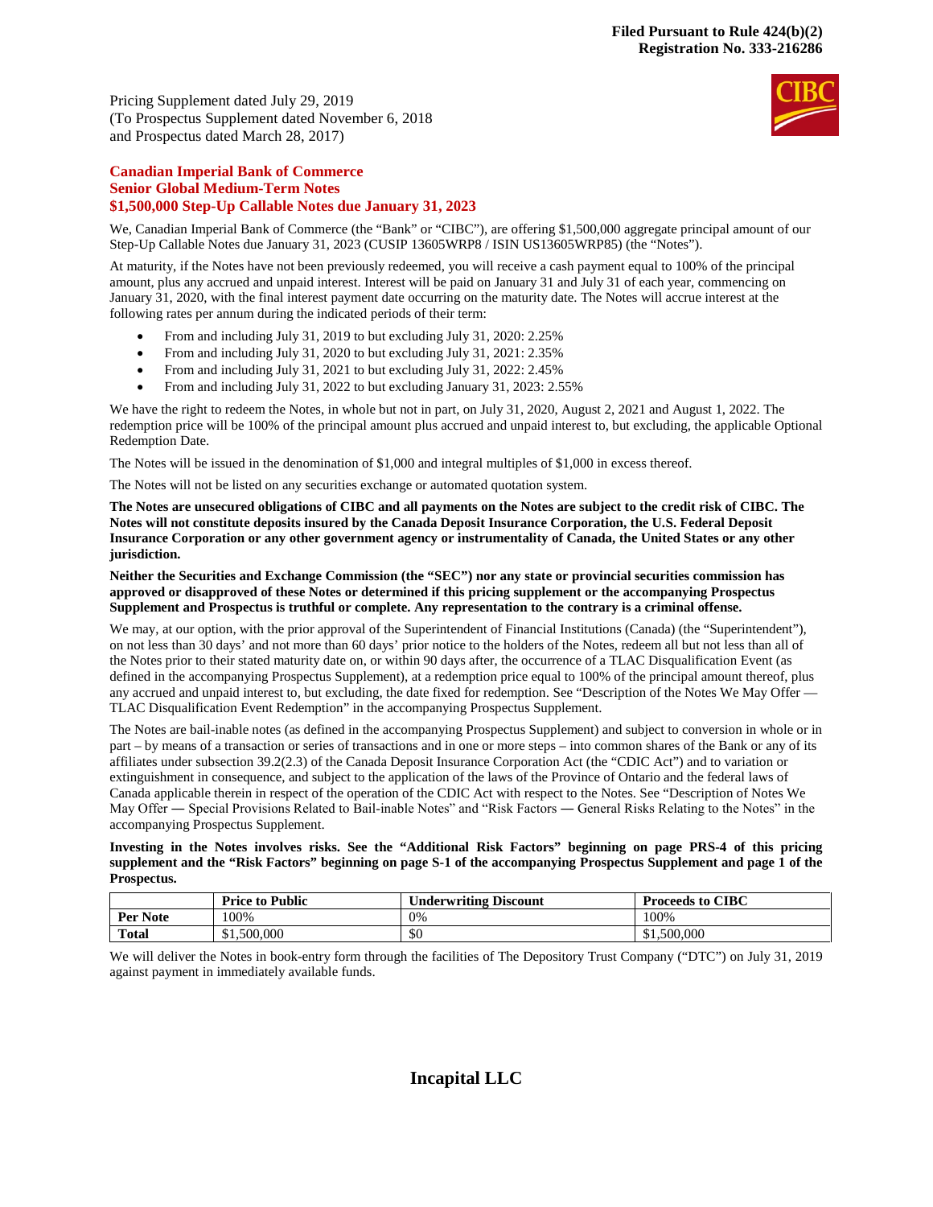**Filed Pursuant to Rule 424(b)(2)**
**Registration No. 333-216286**

Pricing Supplement dated July 29, 2019
(To Prospectus Supplement dated November 6, 2018
and Prospectus dated March 28, 2017)

**Canadian Imperial Bank of Commerce**
**Senior Global Medium-Term Notes**
**$1,500,000 Step-Up Callable Notes due January 31, 2023**

We, Canadian Imperial Bank of Commerce (the "Bank" or "CIBC"), are offering $1,500,000 aggregate principal amount of our Step-Up Callable Notes due January 31, 2023 (CUSIP 13605WRP8 / ISIN US13605WRP85) (the "Notes").

At maturity, if the Notes have not been previously redeemed, you will receive a cash payment equal to 100% of the principal amount, plus any accrued and unpaid interest. Interest will be paid on January 31 and July 31 of each year, commencing on January 31, 2020, with the final interest payment date occurring on the maturity date. The Notes will accrue interest at the following rates per annum during the indicated periods of their term:

- From and including July 31, 2019 to but excluding July 31, 2020: 2.25%
- From and including July 31, 2020 to but excluding July 31, 2021: 2.35%
- From and including July 31, 2021 to but excluding July 31, 2022: 2.45%
- From and including July 31, 2022 to but excluding January 31, 2023: 2.55%

We have the right to redeem the Notes, in whole but not in part, on July 31, 2020, August 2, 2021 and August 1, 2022. The redemption price will be 100% of the principal amount plus accrued and unpaid interest to, but excluding, the applicable Optional Redemption Date.

The Notes will be issued in the denomination of $1,000 and integral multiples of $1,000 in excess thereof.

The Notes will not be listed on any securities exchange or automated quotation system.

**The Notes are unsecured obligations of CIBC and all payments on the Notes are subject to the credit risk of CIBC. The Notes will not constitute deposits insured by the Canada Deposit Insurance Corporation, the U.S. Federal Deposit Insurance Corporation or any other government agency or instrumentality of Canada, the United States or any other jurisdiction.**

**Neither the Securities and Exchange Commission (the "SEC") nor any state or provincial securities commission has approved or disapproved of these Notes or determined if this pricing supplement or the accompanying Prospectus Supplement and Prospectus is truthful or complete. Any representation to the contrary is a criminal offense.**

We may, at our option, with the prior approval of the Superintendent of Financial Institutions (Canada) (the "Superintendent"), on not less than 30 days' and not more than 60 days' prior notice to the holders of the Notes, redeem all but not less than all of the Notes prior to their stated maturity date on, or within 90 days after, the occurrence of a TLAC Disqualification Event (as defined in the accompanying Prospectus Supplement), at a redemption price equal to 100% of the principal amount thereof, plus any accrued and unpaid interest to, but excluding, the date fixed for redemption. See "Description of the Notes We May Offer — TLAC Disqualification Event Redemption" in the accompanying Prospectus Supplement.

The Notes are bail-inable notes (as defined in the accompanying Prospectus Supplement) and subject to conversion in whole or in part – by means of a transaction or series of transactions and in one or more steps – into common shares of the Bank or any of its affiliates under subsection 39.2(2.3) of the Canada Deposit Insurance Corporation Act (the "CDIC Act") and to variation or extinguishment in consequence, and subject to the application of the laws of the Province of Ontario and the federal laws of Canada applicable therein in respect of the operation of the CDIC Act with respect to the Notes. See "Description of Notes We May Offer — Special Provisions Related to Bail-inable Notes" and "Risk Factors — General Risks Relating to the Notes" in the accompanying Prospectus Supplement.

**Investing in the Notes involves risks. See the "Additional Risk Factors" beginning on page PRS-4 of this pricing supplement and the "Risk Factors" beginning on page S-1 of the accompanying Prospectus Supplement and page 1 of the Prospectus.**

| | Price to Public | Underwriting Discount | Proceeds to CIBC |
|---|---|---|---|
| **Per Note** | 100% | 0% | 100% |
| **Total** | $1,500,000 | $0 | $1,500,000 |

We will deliver the Notes in book-entry form through the facilities of The Depository Trust Company ("DTC") on July 31, 2019 against payment in immediately available funds.

**Incapital LLC**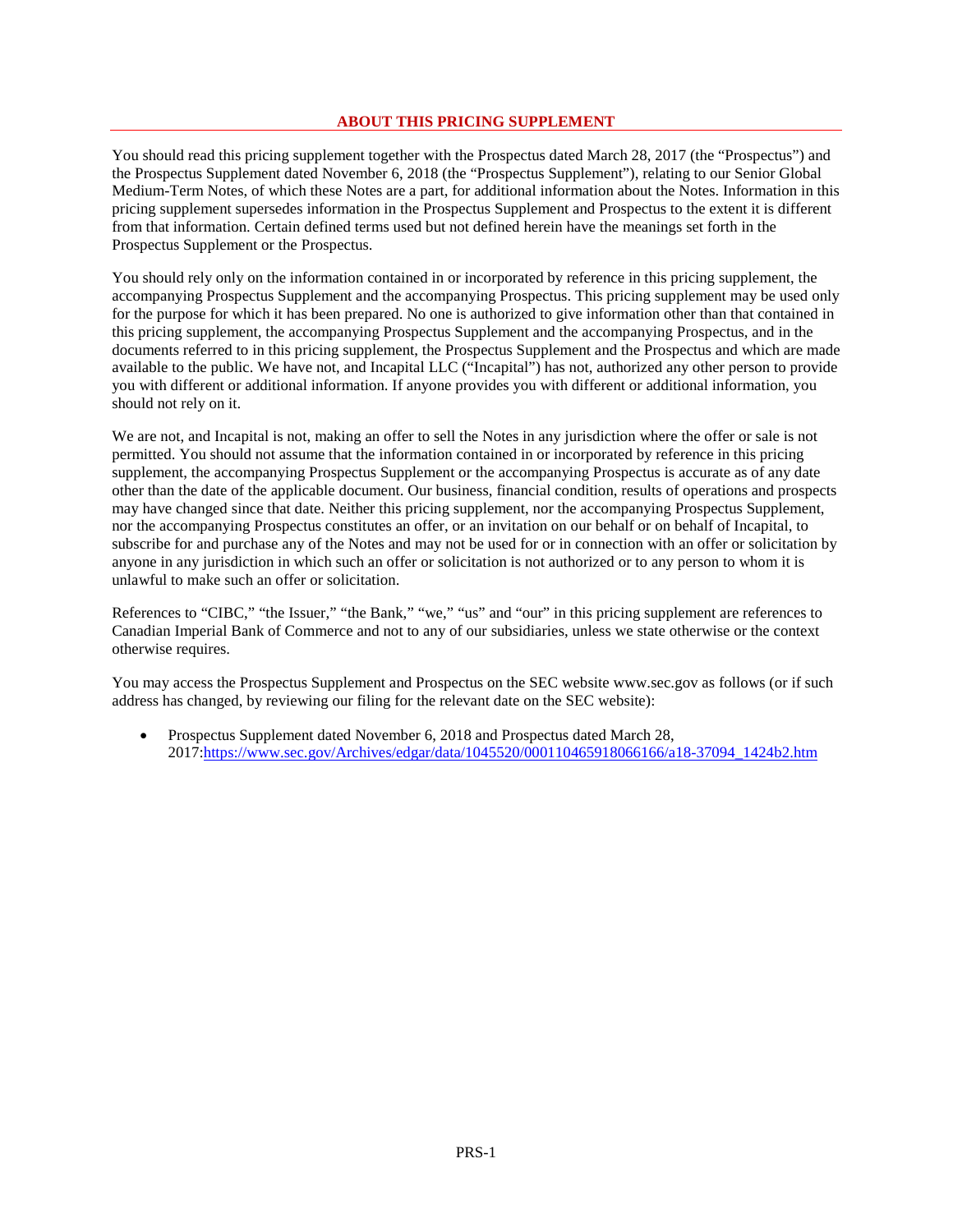## ABOUT THIS PRICING SUPPLEMENT

You should read this pricing supplement together with the Prospectus dated March 28, 2017 (the "Prospectus") and the Prospectus Supplement dated November 6, 2018 (the "Prospectus Supplement"), relating to our Senior Global Medium-Term Notes, of which these Notes are a part, for additional information about the Notes. Information in this pricing supplement supersedes information in the Prospectus Supplement and Prospectus to the extent it is different from that information. Certain defined terms used but not defined herein have the meanings set forth in the Prospectus Supplement or the Prospectus.

You should rely only on the information contained in or incorporated by reference in this pricing supplement, the accompanying Prospectus Supplement and the accompanying Prospectus. This pricing supplement may be used only for the purpose for which it has been prepared. No one is authorized to give information other than that contained in this pricing supplement, the accompanying Prospectus Supplement and the accompanying Prospectus, and in the documents referred to in this pricing supplement, the Prospectus Supplement and the Prospectus and which are made available to the public. We have not, and Incapital LLC ("Incapital") has not, authorized any other person to provide you with different or additional information. If anyone provides you with different or additional information, you should not rely on it.

We are not, and Incapital is not, making an offer to sell the Notes in any jurisdiction where the offer or sale is not permitted. You should not assume that the information contained in or incorporated by reference in this pricing supplement, the accompanying Prospectus Supplement or the accompanying Prospectus is accurate as of any date other than the date of the applicable document. Our business, financial condition, results of operations and prospects may have changed since that date. Neither this pricing supplement, nor the accompanying Prospectus Supplement, nor the accompanying Prospectus constitutes an offer, or an invitation on our behalf or on behalf of Incapital, to subscribe for and purchase any of the Notes and may not be used for or in connection with an offer or solicitation by anyone in any jurisdiction in which such an offer or solicitation is not authorized or to any person to whom it is unlawful to make such an offer or solicitation.

References to "CIBC," "the Issuer," "the Bank," "we," "us" and "our" in this pricing supplement are references to Canadian Imperial Bank of Commerce and not to any of our subsidiaries, unless we state otherwise or the context otherwise requires.

You may access the Prospectus Supplement and Prospectus on the SEC website www.sec.gov as follows (or if such address has changed, by reviewing our filing for the relevant date on the SEC website):

- Prospectus Supplement dated November 6, 2018 and Prospectus dated March 28, 2017:[https://www.sec.gov/Archives/edgar/data/1045520/000110465918066166/a18-37094_1424b2.htm](https://www.sec.gov/Archives/edgar/data/1045520/000110465918066166/a18-37094_1424b2.htm)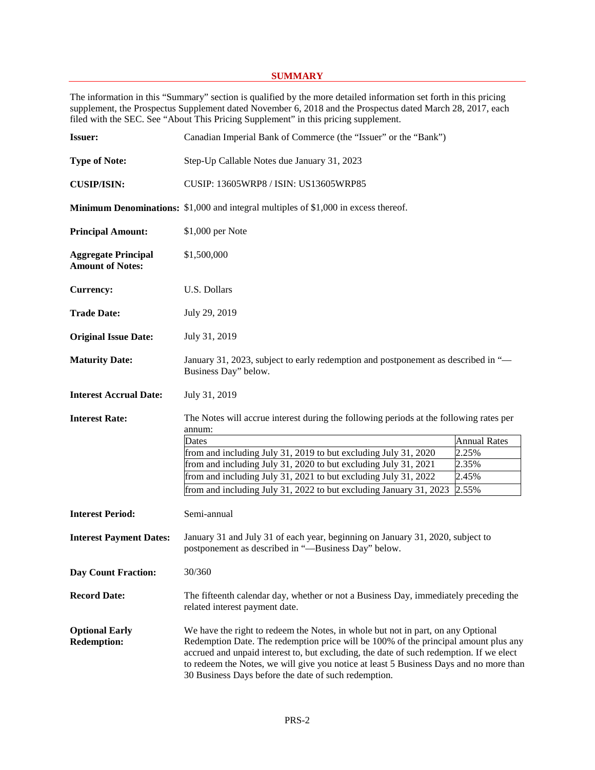## SUMMARY

The information in this "Summary" section is qualified by the more detailed information set forth in this pricing supplement, the Prospectus Supplement dated November 6, 2018 and the Prospectus dated March 28, 2017, each filed with the SEC. See "About This Pricing Supplement" in this pricing supplement.

**Issuer:** Canadian Imperial Bank of Commerce (the "Issuer" or the "Bank")

**Type of Note:** Step-Up Callable Notes due January 31, 2023

**CUSIP/ISIN:** CUSIP: 13605WRP8 / ISIN: US13605WRP85

**Minimum Denominations:** $1,000 and integral multiples of $1,000 in excess thereof.

**Principal Amount:** $1,000 per Note

**Aggregate Principal Amount of Notes:** $1,500,000

**Currency:** U.S. Dollars

**Trade Date:** July 29, 2019

**Original Issue Date:** July 31, 2019

**Maturity Date:** January 31, 2023, subject to early redemption and postponement as described in "—Business Day" below.

**Interest Accrual Date:** July 31, 2019

**Interest Rate:** The Notes will accrue interest during the following periods at the following rates per annum:

| Dates | Annual Rates |
|---|---|
| from and including July 31, 2019 to but excluding July 31, 2020 | 2.25% |
| from and including July 31, 2020 to but excluding July 31, 2021 | 2.35% |
| from and including July 31, 2021 to but excluding July 31, 2022 | 2.45% |
| from and including July 31, 2022 to but excluding January 31, 2023 | 2.55% |

**Interest Period:** Semi-annual

**Interest Payment Dates:** January 31 and July 31 of each year, beginning on January 31, 2020, subject to postponement as described in "—Business Day" below.

**Day Count Fraction:** 30/360

**Record Date:** The fifteenth calendar day, whether or not a Business Day, immediately preceding the related interest payment date.

**Optional Early Redemption:** We have the right to redeem the Notes, in whole but not in part, on any Optional Redemption Date. The redemption price will be 100% of the principal amount plus any accrued and unpaid interest to, but excluding, the date of such redemption. If we elect to redeem the Notes, we will give you notice at least 5 Business Days and no more than 30 Business Days before the date of such redemption.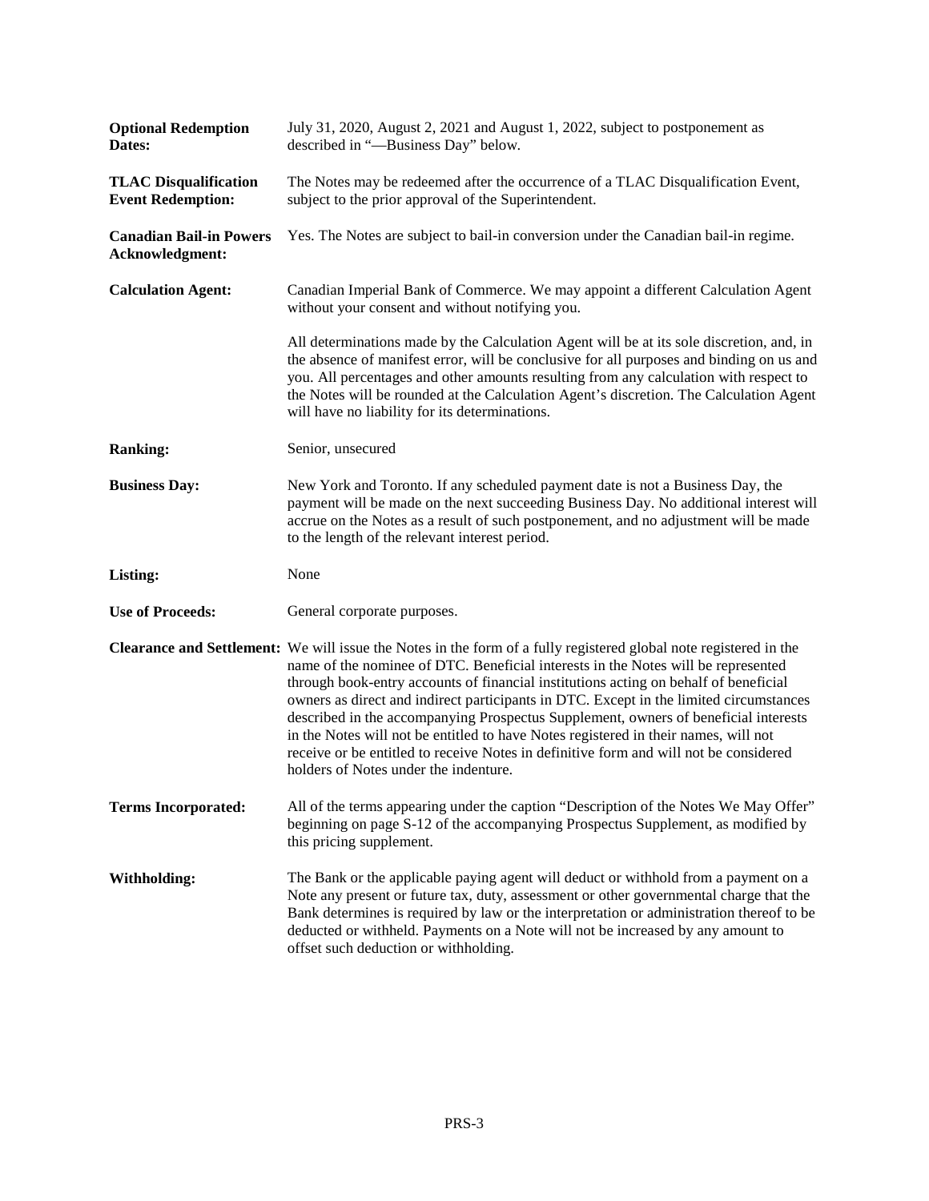| | |
|---|---|
| **Optional Redemption Dates:** | July 31, 2020, August 2, 2021 and August 1, 2022, subject to postponement as described in "—Business Day" below. |
| **TLAC Disqualification Event Redemption:** | The Notes may be redeemed after the occurrence of a TLAC Disqualification Event, subject to the prior approval of the Superintendent. |
| **Canadian Bail-in Powers Acknowledgment:** | Yes. The Notes are subject to bail-in conversion under the Canadian bail-in regime. |
| **Calculation Agent:** | Canadian Imperial Bank of Commerce. We may appoint a different Calculation Agent without your consent and without notifying you.<br><br>All determinations made by the Calculation Agent will be at its sole discretion, and, in the absence of manifest error, will be conclusive for all purposes and binding on us and you. All percentages and other amounts resulting from any calculation with respect to the Notes will be rounded at the Calculation Agent's discretion. The Calculation Agent will have no liability for its determinations. |
| **Ranking:** | Senior, unsecured |
| **Business Day:** | New York and Toronto. If any scheduled payment date is not a Business Day, the payment will be made on the next succeeding Business Day. No additional interest will accrue on the Notes as a result of such postponement, and no adjustment will be made to the length of the relevant interest period. |
| **Listing:** | None |
| **Use of Proceeds:** | General corporate purposes. |
| **Clearance and Settlement:** | We will issue the Notes in the form of a fully registered global note registered in the name of the nominee of DTC. Beneficial interests in the Notes will be represented through book-entry accounts of financial institutions acting on behalf of beneficial owners as direct and indirect participants in DTC. Except in the limited circumstances described in the accompanying Prospectus Supplement, owners of beneficial interests in the Notes will not be entitled to have Notes registered in their names, will not receive or be entitled to receive Notes in definitive form and will not be considered holders of Notes under the indenture. |
| **Terms Incorporated:** | All of the terms appearing under the caption "Description of the Notes We May Offer" beginning on page S-12 of the accompanying Prospectus Supplement, as modified by this pricing supplement. |
| **Withholding:** | The Bank or the applicable paying agent will deduct or withhold from a payment on a Note any present or future tax, duty, assessment or other governmental charge that the Bank determines is required by law or the interpretation or administration thereof to be deducted or withheld. Payments on a Note will not be increased by any amount to offset such deduction or withholding. |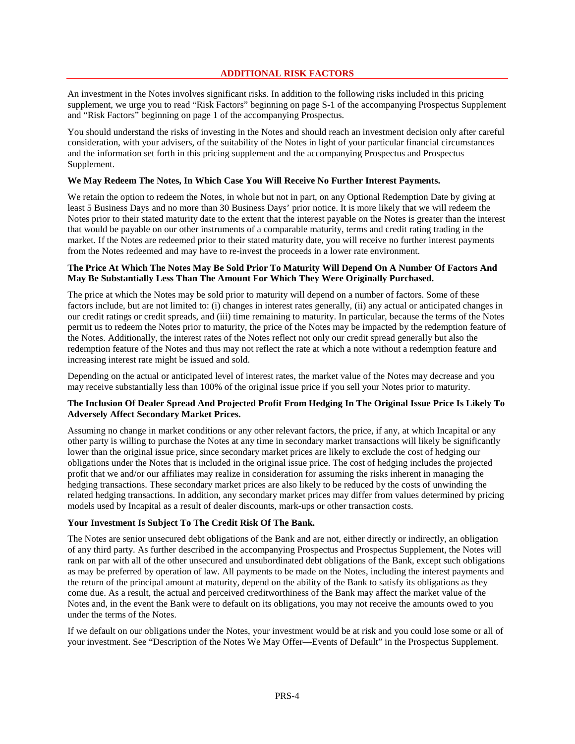## ADDITIONAL RISK FACTORS

An investment in the Notes involves significant risks. In addition to the following risks included in this pricing supplement, we urge you to read "Risk Factors" beginning on page S-1 of the accompanying Prospectus Supplement and "Risk Factors" beginning on page 1 of the accompanying Prospectus.

You should understand the risks of investing in the Notes and should reach an investment decision only after careful consideration, with your advisers, of the suitability of the Notes in light of your particular financial circumstances and the information set forth in this pricing supplement and the accompanying Prospectus and Prospectus Supplement.

**We May Redeem The Notes, In Which Case You Will Receive No Further Interest Payments.**

We retain the option to redeem the Notes, in whole but not in part, on any Optional Redemption Date by giving at least 5 Business Days and no more than 30 Business Days' prior notice. It is more likely that we will redeem the Notes prior to their stated maturity date to the extent that the interest payable on the Notes is greater than the interest that would be payable on our other instruments of a comparable maturity, terms and credit rating trading in the market. If the Notes are redeemed prior to their stated maturity date, you will receive no further interest payments from the Notes redeemed and may have to re-invest the proceeds in a lower rate environment.

**The Price At Which The Notes May Be Sold Prior To Maturity Will Depend On A Number Of Factors And May Be Substantially Less Than The Amount For Which They Were Originally Purchased.**

The price at which the Notes may be sold prior to maturity will depend on a number of factors. Some of these factors include, but are not limited to: (i) changes in interest rates generally, (ii) any actual or anticipated changes in our credit ratings or credit spreads, and (iii) time remaining to maturity. In particular, because the terms of the Notes permit us to redeem the Notes prior to maturity, the price of the Notes may be impacted by the redemption feature of the Notes. Additionally, the interest rates of the Notes reflect not only our credit spread generally but also the redemption feature of the Notes and thus may not reflect the rate at which a note without a redemption feature and increasing interest rate might be issued and sold.

Depending on the actual or anticipated level of interest rates, the market value of the Notes may decrease and you may receive substantially less than 100% of the original issue price if you sell your Notes prior to maturity.

**The Inclusion Of Dealer Spread And Projected Profit From Hedging In The Original Issue Price Is Likely To Adversely Affect Secondary Market Prices.**

Assuming no change in market conditions or any other relevant factors, the price, if any, at which Incapital or any other party is willing to purchase the Notes at any time in secondary market transactions will likely be significantly lower than the original issue price, since secondary market prices are likely to exclude the cost of hedging our obligations under the Notes that is included in the original issue price. The cost of hedging includes the projected profit that we and/or our affiliates may realize in consideration for assuming the risks inherent in managing the hedging transactions. These secondary market prices are also likely to be reduced by the costs of unwinding the related hedging transactions. In addition, any secondary market prices may differ from values determined by pricing models used by Incapital as a result of dealer discounts, mark-ups or other transaction costs.

**Your Investment Is Subject To The Credit Risk Of The Bank.**

The Notes are senior unsecured debt obligations of the Bank and are not, either directly or indirectly, an obligation of any third party. As further described in the accompanying Prospectus and Prospectus Supplement, the Notes will rank on par with all of the other unsecured and unsubordinated debt obligations of the Bank, except such obligations as may be preferred by operation of law. All payments to be made on the Notes, including the interest payments and the return of the principal amount at maturity, depend on the ability of the Bank to satisfy its obligations as they come due. As a result, the actual and perceived creditworthiness of the Bank may affect the market value of the Notes and, in the event the Bank were to default on its obligations, you may not receive the amounts owed to you under the terms of the Notes.

If we default on our obligations under the Notes, your investment would be at risk and you could lose some or all of your investment. See "Description of the Notes We May Offer—Events of Default" in the Prospectus Supplement.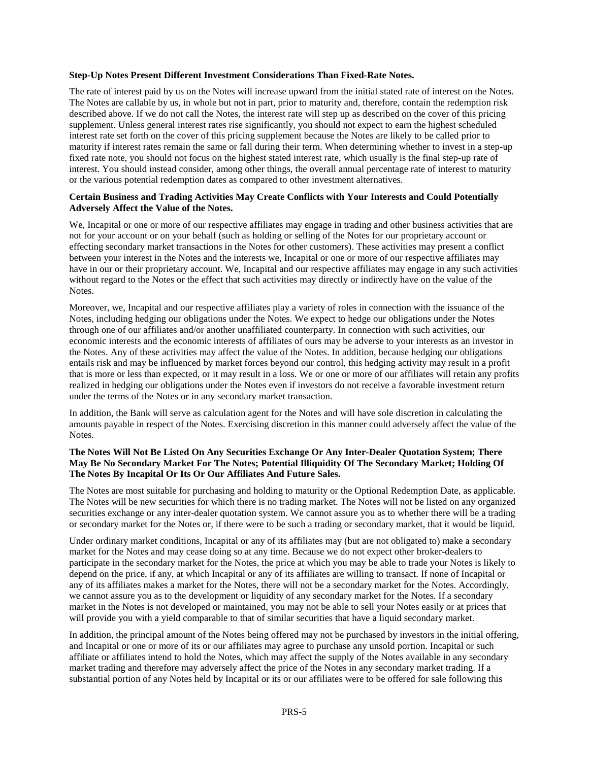**Step-Up Notes Present Different Investment Considerations Than Fixed-Rate Notes.**

The rate of interest paid by us on the Notes will increase upward from the initial stated rate of interest on the Notes. The Notes are callable by us, in whole but not in part, prior to maturity and, therefore, contain the redemption risk described above. If we do not call the Notes, the interest rate will step up as described on the cover of this pricing supplement. Unless general interest rates rise significantly, you should not expect to earn the highest scheduled interest rate set forth on the cover of this pricing supplement because the Notes are likely to be called prior to maturity if interest rates remain the same or fall during their term. When determining whether to invest in a step-up fixed rate note, you should not focus on the highest stated interest rate, which usually is the final step-up rate of interest. You should instead consider, among other things, the overall annual percentage rate of interest to maturity or the various potential redemption dates as compared to other investment alternatives.

**Certain Business and Trading Activities May Create Conflicts with Your Interests and Could Potentially Adversely Affect the Value of the Notes.**

We, Incapital or one or more of our respective affiliates may engage in trading and other business activities that are not for your account or on your behalf (such as holding or selling of the Notes for our proprietary account or effecting secondary market transactions in the Notes for other customers). These activities may present a conflict between your interest in the Notes and the interests we, Incapital or one or more of our respective affiliates may have in our or their proprietary account. We, Incapital and our respective affiliates may engage in any such activities without regard to the Notes or the effect that such activities may directly or indirectly have on the value of the Notes.

Moreover, we, Incapital and our respective affiliates play a variety of roles in connection with the issuance of the Notes, including hedging our obligations under the Notes. We expect to hedge our obligations under the Notes through one of our affiliates and/or another unaffiliated counterparty. In connection with such activities, our economic interests and the economic interests of affiliates of ours may be adverse to your interests as an investor in the Notes. Any of these activities may affect the value of the Notes. In addition, because hedging our obligations entails risk and may be influenced by market forces beyond our control, this hedging activity may result in a profit that is more or less than expected, or it may result in a loss. We or one or more of our affiliates will retain any profits realized in hedging our obligations under the Notes even if investors do not receive a favorable investment return under the terms of the Notes or in any secondary market transaction.

In addition, the Bank will serve as calculation agent for the Notes and will have sole discretion in calculating the amounts payable in respect of the Notes. Exercising discretion in this manner could adversely affect the value of the Notes.

**The Notes Will Not Be Listed On Any Securities Exchange Or Any Inter-Dealer Quotation System; There May Be No Secondary Market For The Notes; Potential Illiquidity Of The Secondary Market; Holding Of The Notes By Incapital Or Its Or Our Affiliates And Future Sales.**

The Notes are most suitable for purchasing and holding to maturity or the Optional Redemption Date, as applicable. The Notes will be new securities for which there is no trading market. The Notes will not be listed on any organized securities exchange or any inter-dealer quotation system. We cannot assure you as to whether there will be a trading or secondary market for the Notes or, if there were to be such a trading or secondary market, that it would be liquid.

Under ordinary market conditions, Incapital or any of its affiliates may (but are not obligated to) make a secondary market for the Notes and may cease doing so at any time. Because we do not expect other broker-dealers to participate in the secondary market for the Notes, the price at which you may be able to trade your Notes is likely to depend on the price, if any, at which Incapital or any of its affiliates are willing to transact. If none of Incapital or any of its affiliates makes a market for the Notes, there will not be a secondary market for the Notes. Accordingly, we cannot assure you as to the development or liquidity of any secondary market for the Notes. If a secondary market in the Notes is not developed or maintained, you may not be able to sell your Notes easily or at prices that will provide you with a yield comparable to that of similar securities that have a liquid secondary market.

In addition, the principal amount of the Notes being offered may not be purchased by investors in the initial offering, and Incapital or one or more of its or our affiliates may agree to purchase any unsold portion. Incapital or such affiliate or affiliates intend to hold the Notes, which may affect the supply of the Notes available in any secondary market trading and therefore may adversely affect the price of the Notes in any secondary market trading. If a substantial portion of any Notes held by Incapital or its or our affiliates were to be offered for sale following this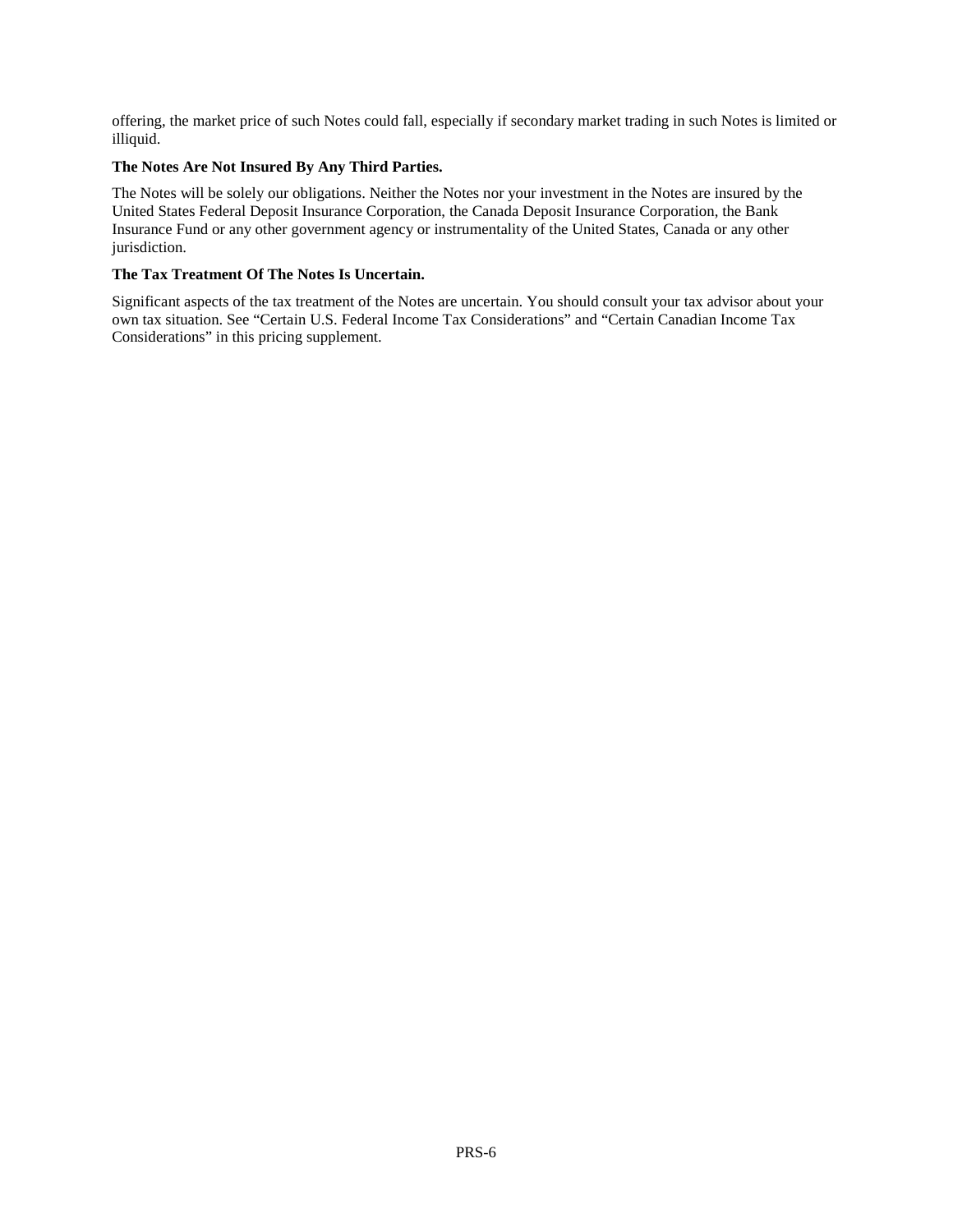offering, the market price of such Notes could fall, especially if secondary market trading in such Notes is limited or illiquid.

**The Notes Are Not Insured By Any Third Parties.**

The Notes will be solely our obligations. Neither the Notes nor your investment in the Notes are insured by the United States Federal Deposit Insurance Corporation, the Canada Deposit Insurance Corporation, the Bank Insurance Fund or any other government agency or instrumentality of the United States, Canada or any other jurisdiction.

**The Tax Treatment Of The Notes Is Uncertain.**

Significant aspects of the tax treatment of the Notes are uncertain. You should consult your tax advisor about your own tax situation. See "Certain U.S. Federal Income Tax Considerations" and "Certain Canadian Income Tax Considerations" in this pricing supplement.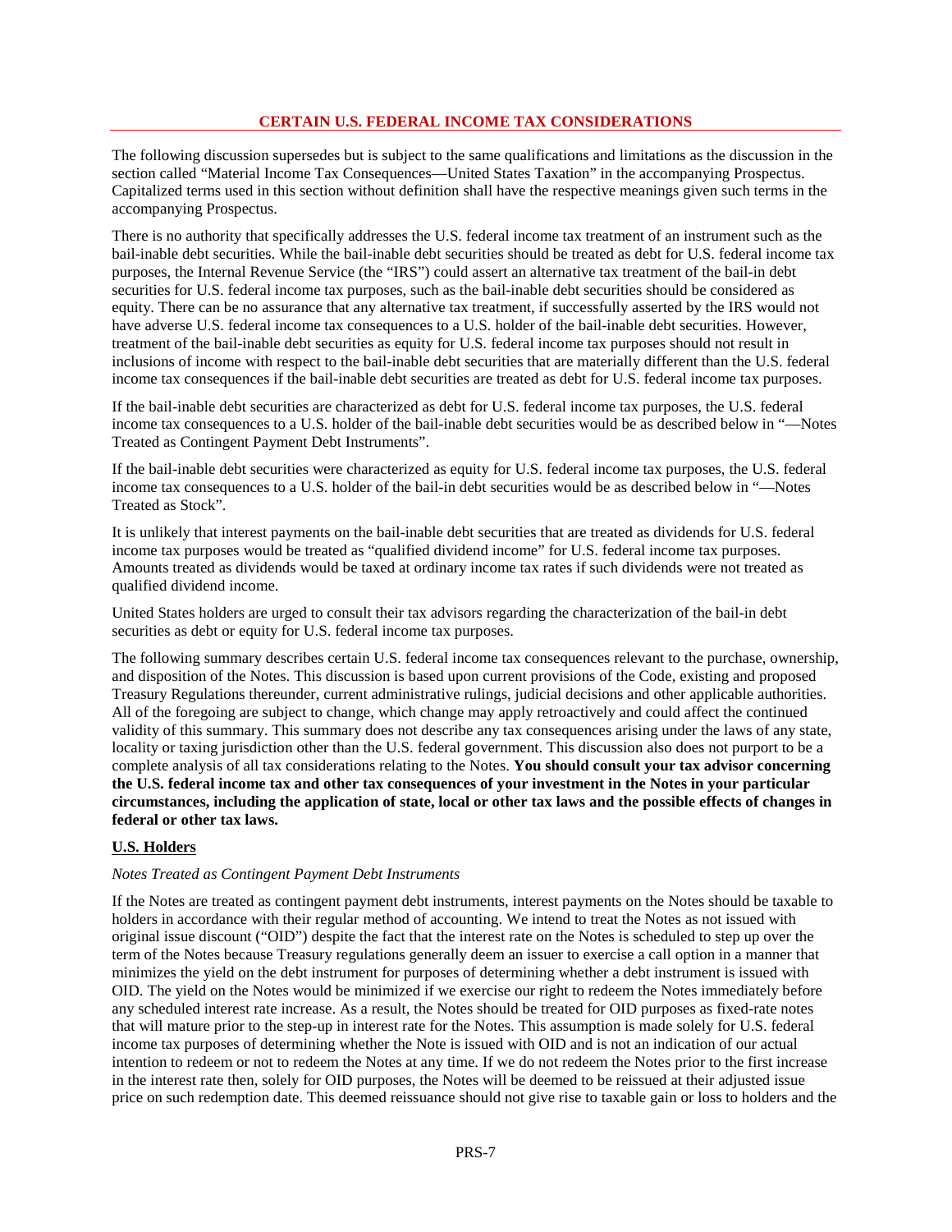## CERTAIN U.S. FEDERAL INCOME TAX CONSIDERATIONS

The following discussion supersedes but is subject to the same qualifications and limitations as the discussion in the section called "Material Income Tax Consequences—United States Taxation" in the accompanying Prospectus. Capitalized terms used in this section without definition shall have the respective meanings given such terms in the accompanying Prospectus.

There is no authority that specifically addresses the U.S. federal income tax treatment of an instrument such as the bail-inable debt securities. While the bail-inable debt securities should be treated as debt for U.S. federal income tax purposes, the Internal Revenue Service (the "IRS") could assert an alternative tax treatment of the bail-in debt securities for U.S. federal income tax purposes, such as the bail-inable debt securities should be considered as equity. There can be no assurance that any alternative tax treatment, if successfully asserted by the IRS would not have adverse U.S. federal income tax consequences to a U.S. holder of the bail-inable debt securities. However, treatment of the bail-inable debt securities as equity for U.S. federal income tax purposes should not result in inclusions of income with respect to the bail-inable debt securities that are materially different than the U.S. federal income tax consequences if the bail-inable debt securities are treated as debt for U.S. federal income tax purposes.

If the bail-inable debt securities are characterized as debt for U.S. federal income tax purposes, the U.S. federal income tax consequences to a U.S. holder of the bail-inable debt securities would be as described below in "—Notes Treated as Contingent Payment Debt Instruments".

If the bail-inable debt securities were characterized as equity for U.S. federal income tax purposes, the U.S. federal income tax consequences to a U.S. holder of the bail-in debt securities would be as described below in "—Notes Treated as Stock".

It is unlikely that interest payments on the bail-inable debt securities that are treated as dividends for U.S. federal income tax purposes would be treated as "qualified dividend income" for U.S. federal income tax purposes. Amounts treated as dividends would be taxed at ordinary income tax rates if such dividends were not treated as qualified dividend income.

United States holders are urged to consult their tax advisors regarding the characterization of the bail-in debt securities as debt or equity for U.S. federal income tax purposes.

The following summary describes certain U.S. federal income tax consequences relevant to the purchase, ownership, and disposition of the Notes. This discussion is based upon current provisions of the Code, existing and proposed Treasury Regulations thereunder, current administrative rulings, judicial decisions and other applicable authorities. All of the foregoing are subject to change, which change may apply retroactively and could affect the continued validity of this summary. This summary does not describe any tax consequences arising under the laws of any state, locality or taxing jurisdiction other than the U.S. federal government. This discussion also does not purport to be a complete analysis of all tax considerations relating to the Notes. **You should consult your tax advisor concerning the U.S. federal income tax and other tax consequences of your investment in the Notes in your particular circumstances, including the application of state, local or other tax laws and the possible effects of changes in federal or other tax laws.**

### U.S. Holders

*Notes Treated as Contingent Payment Debt Instruments*

If the Notes are treated as contingent payment debt instruments, interest payments on the Notes should be taxable to holders in accordance with their regular method of accounting. We intend to treat the Notes as not issued with original issue discount ("OID") despite the fact that the interest rate on the Notes is scheduled to step up over the term of the Notes because Treasury regulations generally deem an issuer to exercise a call option in a manner that minimizes the yield on the debt instrument for purposes of determining whether a debt instrument is issued with OID. The yield on the Notes would be minimized if we exercise our right to redeem the Notes immediately before any scheduled interest rate increase. As a result, the Notes should be treated for OID purposes as fixed-rate notes that will mature prior to the step-up in interest rate for the Notes. This assumption is made solely for U.S. federal income tax purposes of determining whether the Note is issued with OID and is not an indication of our actual intention to redeem or not to redeem the Notes at any time. If we do not redeem the Notes prior to the first increase in the interest rate then, solely for OID purposes, the Notes will be deemed to be reissued at their adjusted issue price on such redemption date. This deemed reissuance should not give rise to taxable gain or loss to holders and the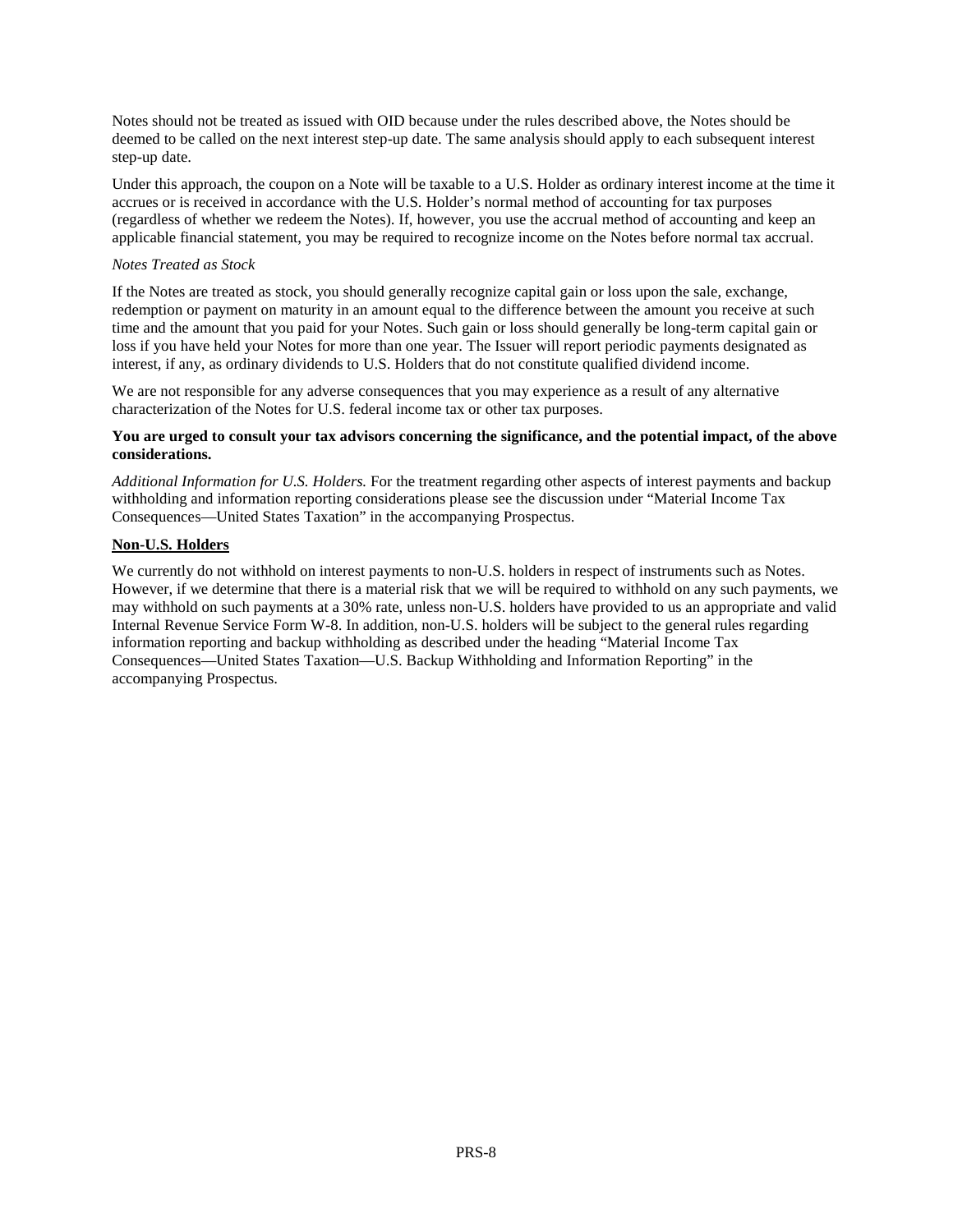Notes should not be treated as issued with OID because under the rules described above, the Notes should be deemed to be called on the next interest step-up date. The same analysis should apply to each subsequent interest step-up date.

Under this approach, the coupon on a Note will be taxable to a U.S. Holder as ordinary interest income at the time it accrues or is received in accordance with the U.S. Holder's normal method of accounting for tax purposes (regardless of whether we redeem the Notes). If, however, you use the accrual method of accounting and keep an applicable financial statement, you may be required to recognize income on the Notes before normal tax accrual.

*Notes Treated as Stock*

If the Notes are treated as stock, you should generally recognize capital gain or loss upon the sale, exchange, redemption or payment on maturity in an amount equal to the difference between the amount you receive at such time and the amount that you paid for your Notes. Such gain or loss should generally be long-term capital gain or loss if you have held your Notes for more than one year. The Issuer will report periodic payments designated as interest, if any, as ordinary dividends to U.S. Holders that do not constitute qualified dividend income.

We are not responsible for any adverse consequences that you may experience as a result of any alternative characterization of the Notes for U.S. federal income tax or other tax purposes.

**You are urged to consult your tax advisors concerning the significance, and the potential impact, of the above considerations.**

*Additional Information for U.S. Holders.* For the treatment regarding other aspects of interest payments and backup withholding and information reporting considerations please see the discussion under "Material Income Tax Consequences—United States Taxation" in the accompanying Prospectus.

**Non-U.S. Holders**

We currently do not withhold on interest payments to non-U.S. holders in respect of instruments such as Notes. However, if we determine that there is a material risk that we will be required to withhold on any such payments, we may withhold on such payments at a 30% rate, unless non-U.S. holders have provided to us an appropriate and valid Internal Revenue Service Form W-8. In addition, non-U.S. holders will be subject to the general rules regarding information reporting and backup withholding as described under the heading "Material Income Tax Consequences—United States Taxation—U.S. Backup Withholding and Information Reporting" in the accompanying Prospectus.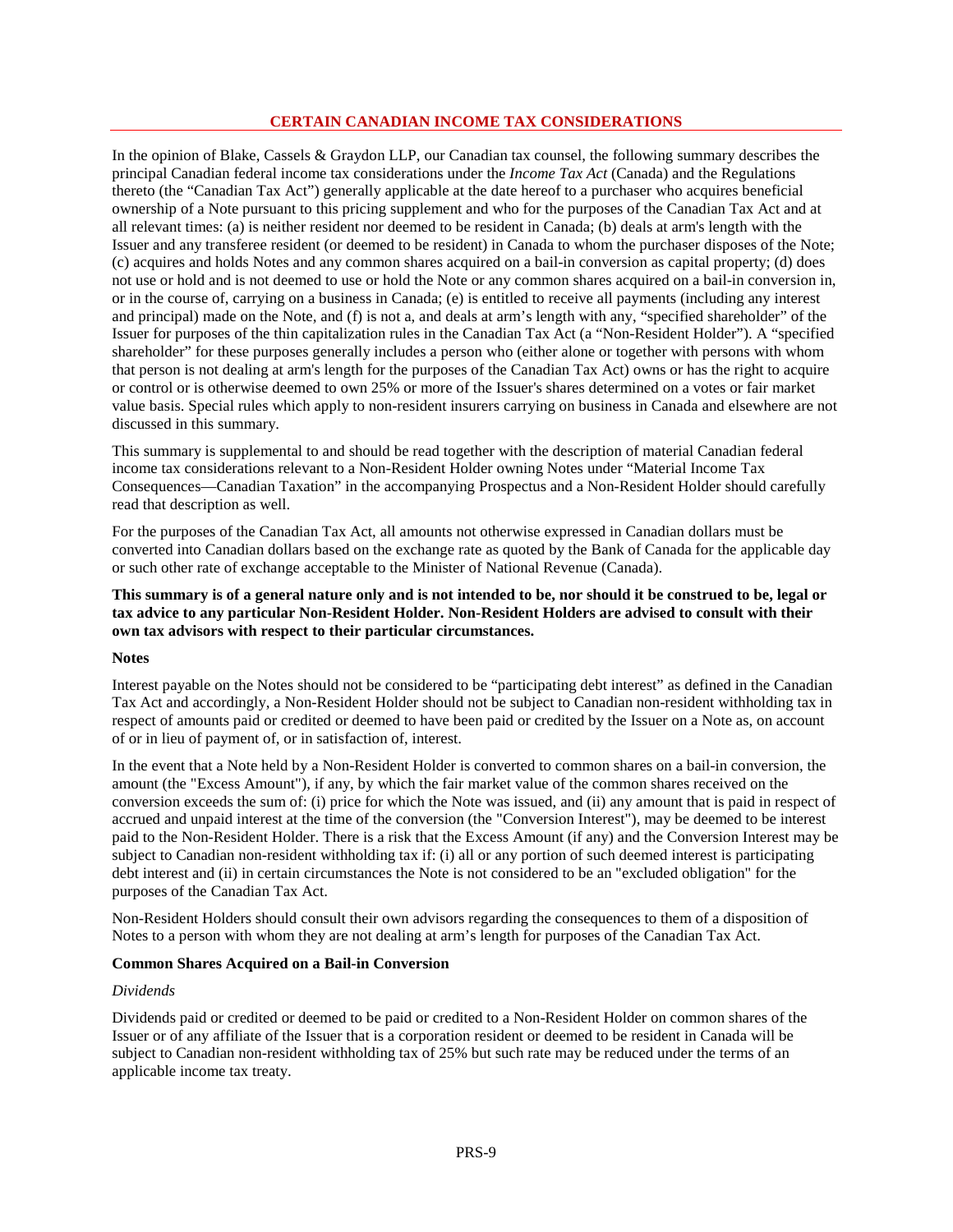## CERTAIN CANADIAN INCOME TAX CONSIDERATIONS

In the opinion of Blake, Cassels & Graydon LLP, our Canadian tax counsel, the following summary describes the principal Canadian federal income tax considerations under the *Income Tax Act* (Canada) and the Regulations thereto (the "Canadian Tax Act") generally applicable at the date hereof to a purchaser who acquires beneficial ownership of a Note pursuant to this pricing supplement and who for the purposes of the Canadian Tax Act and at all relevant times: (a) is neither resident nor deemed to be resident in Canada; (b) deals at arm's length with the Issuer and any transferee resident (or deemed to be resident) in Canada to whom the purchaser disposes of the Note; (c) acquires and holds Notes and any common shares acquired on a bail-in conversion as capital property; (d) does not use or hold and is not deemed to use or hold the Note or any common shares acquired on a bail-in conversion in, or in the course of, carrying on a business in Canada; (e) is entitled to receive all payments (including any interest and principal) made on the Note, and (f) is not a, and deals at arm's length with any, "specified shareholder" of the Issuer for purposes of the thin capitalization rules in the Canadian Tax Act (a "Non-Resident Holder"). A "specified shareholder" for these purposes generally includes a person who (either alone or together with persons with whom that person is not dealing at arm's length for the purposes of the Canadian Tax Act) owns or has the right to acquire or control or is otherwise deemed to own 25% or more of the Issuer's shares determined on a votes or fair market value basis. Special rules which apply to non-resident insurers carrying on business in Canada and elsewhere are not discussed in this summary.

This summary is supplemental to and should be read together with the description of material Canadian federal income tax considerations relevant to a Non-Resident Holder owning Notes under "Material Income Tax Consequences—Canadian Taxation" in the accompanying Prospectus and a Non-Resident Holder should carefully read that description as well.

For the purposes of the Canadian Tax Act, all amounts not otherwise expressed in Canadian dollars must be converted into Canadian dollars based on the exchange rate as quoted by the Bank of Canada for the applicable day or such other rate of exchange acceptable to the Minister of National Revenue (Canada).

**This summary is of a general nature only and is not intended to be, nor should it be construed to be, legal or tax advice to any particular Non-Resident Holder. Non-Resident Holders are advised to consult with their own tax advisors with respect to their particular circumstances.**

### Notes

Interest payable on the Notes should not be considered to be "participating debt interest" as defined in the Canadian Tax Act and accordingly, a Non-Resident Holder should not be subject to Canadian non-resident withholding tax in respect of amounts paid or credited or deemed to have been paid or credited by the Issuer on a Note as, on account of or in lieu of payment of, or in satisfaction of, interest.

In the event that a Note held by a Non-Resident Holder is converted to common shares on a bail-in conversion, the amount (the "Excess Amount"), if any, by which the fair market value of the common shares received on the conversion exceeds the sum of: (i) price for which the Note was issued, and (ii) any amount that is paid in respect of accrued and unpaid interest at the time of the conversion (the "Conversion Interest"), may be deemed to be interest paid to the Non-Resident Holder. There is a risk that the Excess Amount (if any) and the Conversion Interest may be subject to Canadian non-resident withholding tax if: (i) all or any portion of such deemed interest is participating debt interest and (ii) in certain circumstances the Note is not considered to be an "excluded obligation" for the purposes of the Canadian Tax Act.

Non-Resident Holders should consult their own advisors regarding the consequences to them of a disposition of Notes to a person with whom they are not dealing at arm's length for purposes of the Canadian Tax Act.

### Common Shares Acquired on a Bail-in Conversion

*Dividends*

Dividends paid or credited or deemed to be paid or credited to a Non-Resident Holder on common shares of the Issuer or of any affiliate of the Issuer that is a corporation resident or deemed to be resident in Canada will be subject to Canadian non-resident withholding tax of 25% but such rate may be reduced under the terms of an applicable income tax treaty.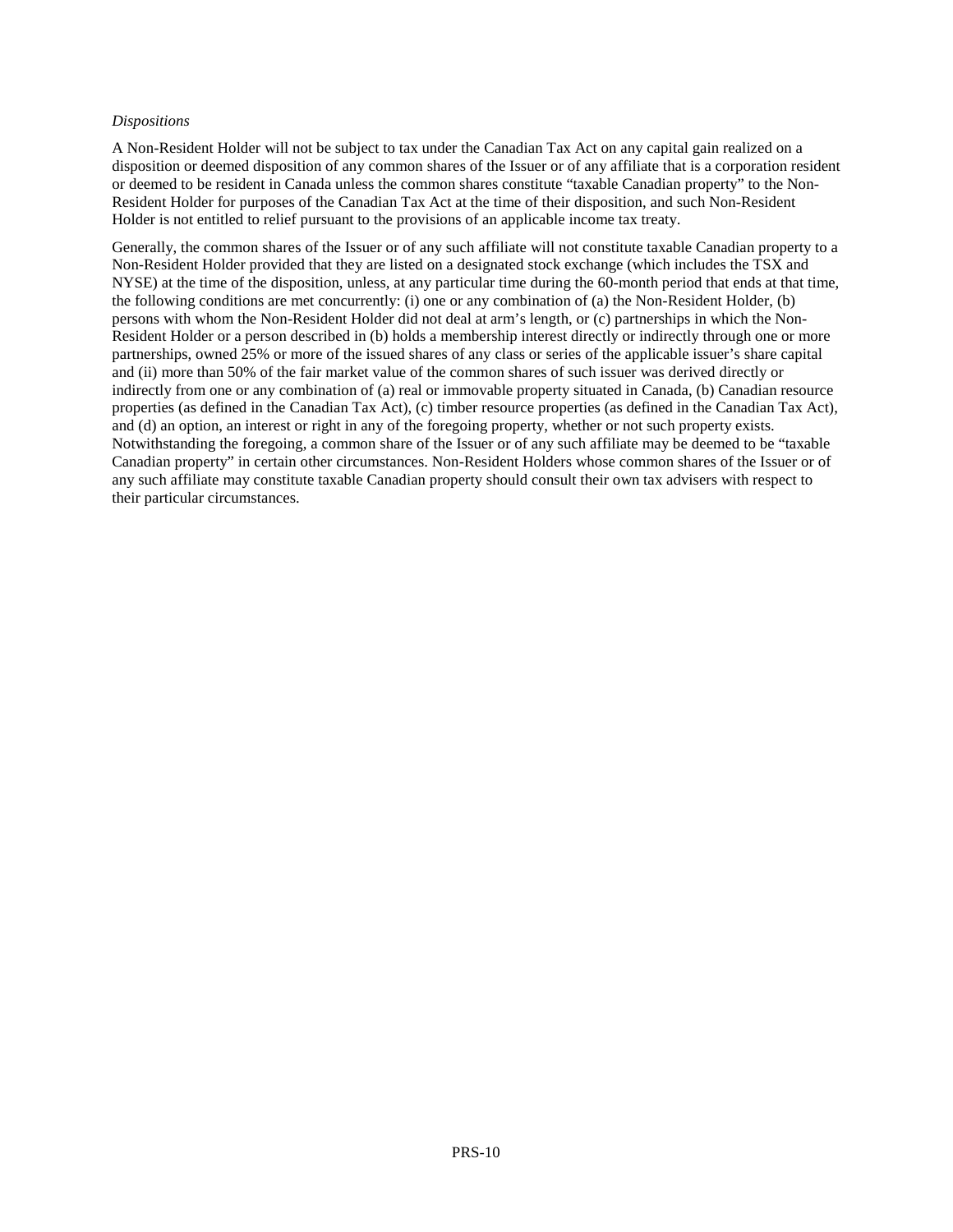*Dispositions*

A Non-Resident Holder will not be subject to tax under the Canadian Tax Act on any capital gain realized on a disposition or deemed disposition of any common shares of the Issuer or of any affiliate that is a corporation resident or deemed to be resident in Canada unless the common shares constitute "taxable Canadian property" to the Non-Resident Holder for purposes of the Canadian Tax Act at the time of their disposition, and such Non-Resident Holder is not entitled to relief pursuant to the provisions of an applicable income tax treaty.

Generally, the common shares of the Issuer or of any such affiliate will not constitute taxable Canadian property to a Non-Resident Holder provided that they are listed on a designated stock exchange (which includes the TSX and NYSE) at the time of the disposition, unless, at any particular time during the 60-month period that ends at that time, the following conditions are met concurrently: (i) one or any combination of (a) the Non-Resident Holder, (b) persons with whom the Non-Resident Holder did not deal at arm's length, or (c) partnerships in which the Non-Resident Holder or a person described in (b) holds a membership interest directly or indirectly through one or more partnerships, owned 25% or more of the issued shares of any class or series of the applicable issuer's share capital and (ii) more than 50% of the fair market value of the common shares of such issuer was derived directly or indirectly from one or any combination of (a) real or immovable property situated in Canada, (b) Canadian resource properties (as defined in the Canadian Tax Act), (c) timber resource properties (as defined in the Canadian Tax Act), and (d) an option, an interest or right in any of the foregoing property, whether or not such property exists. Notwithstanding the foregoing, a common share of the Issuer or of any such affiliate may be deemed to be "taxable Canadian property" in certain other circumstances. Non-Resident Holders whose common shares of the Issuer or of any such affiliate may constitute taxable Canadian property should consult their own tax advisers with respect to their particular circumstances.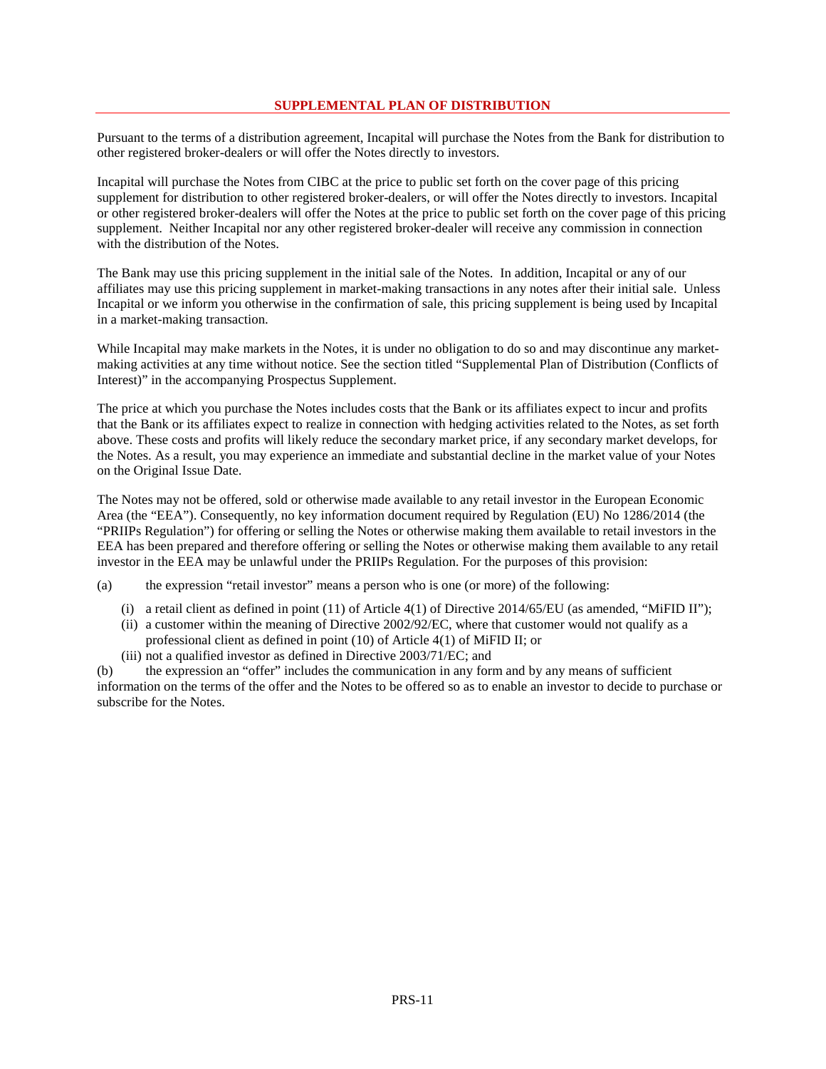## SUPPLEMENTAL PLAN OF DISTRIBUTION

Pursuant to the terms of a distribution agreement, Incapital will purchase the Notes from the Bank for distribution to other registered broker-dealers or will offer the Notes directly to investors.

Incapital will purchase the Notes from CIBC at the price to public set forth on the cover page of this pricing supplement for distribution to other registered broker-dealers, or will offer the Notes directly to investors. Incapital or other registered broker-dealers will offer the Notes at the price to public set forth on the cover page of this pricing supplement. Neither Incapital nor any other registered broker-dealer will receive any commission in connection with the distribution of the Notes.

The Bank may use this pricing supplement in the initial sale of the Notes. In addition, Incapital or any of our affiliates may use this pricing supplement in market-making transactions in any notes after their initial sale. Unless Incapital or we inform you otherwise in the confirmation of sale, this pricing supplement is being used by Incapital in a market-making transaction.

While Incapital may make markets in the Notes, it is under no obligation to do so and may discontinue any market-making activities at any time without notice. See the section titled "Supplemental Plan of Distribution (Conflicts of Interest)" in the accompanying Prospectus Supplement.

The price at which you purchase the Notes includes costs that the Bank or its affiliates expect to incur and profits that the Bank or its affiliates expect to realize in connection with hedging activities related to the Notes, as set forth above. These costs and profits will likely reduce the secondary market price, if any secondary market develops, for the Notes. As a result, you may experience an immediate and substantial decline in the market value of your Notes on the Original Issue Date.

The Notes may not be offered, sold or otherwise made available to any retail investor in the European Economic Area (the "EEA"). Consequently, no key information document required by Regulation (EU) No 1286/2014 (the "PRIIPs Regulation") for offering or selling the Notes or otherwise making them available to retail investors in the EEA has been prepared and therefore offering or selling the Notes or otherwise making them available to any retail investor in the EEA may be unlawful under the PRIIPs Regulation. For the purposes of this provision:

(a) the expression "retail investor" means a person who is one (or more) of the following:

- (i) a retail client as defined in point (11) of Article 4(1) of Directive 2014/65/EU (as amended, "MiFID II");
- (ii) a customer within the meaning of Directive 2002/92/EC, where that customer would not qualify as a professional client as defined in point (10) of Article 4(1) of MiFID II; or
- (iii) not a qualified investor as defined in Directive 2003/71/EC; and

(b) the expression an "offer" includes the communication in any form and by any means of sufficient information on the terms of the offer and the Notes to be offered so as to enable an investor to decide to purchase or subscribe for the Notes.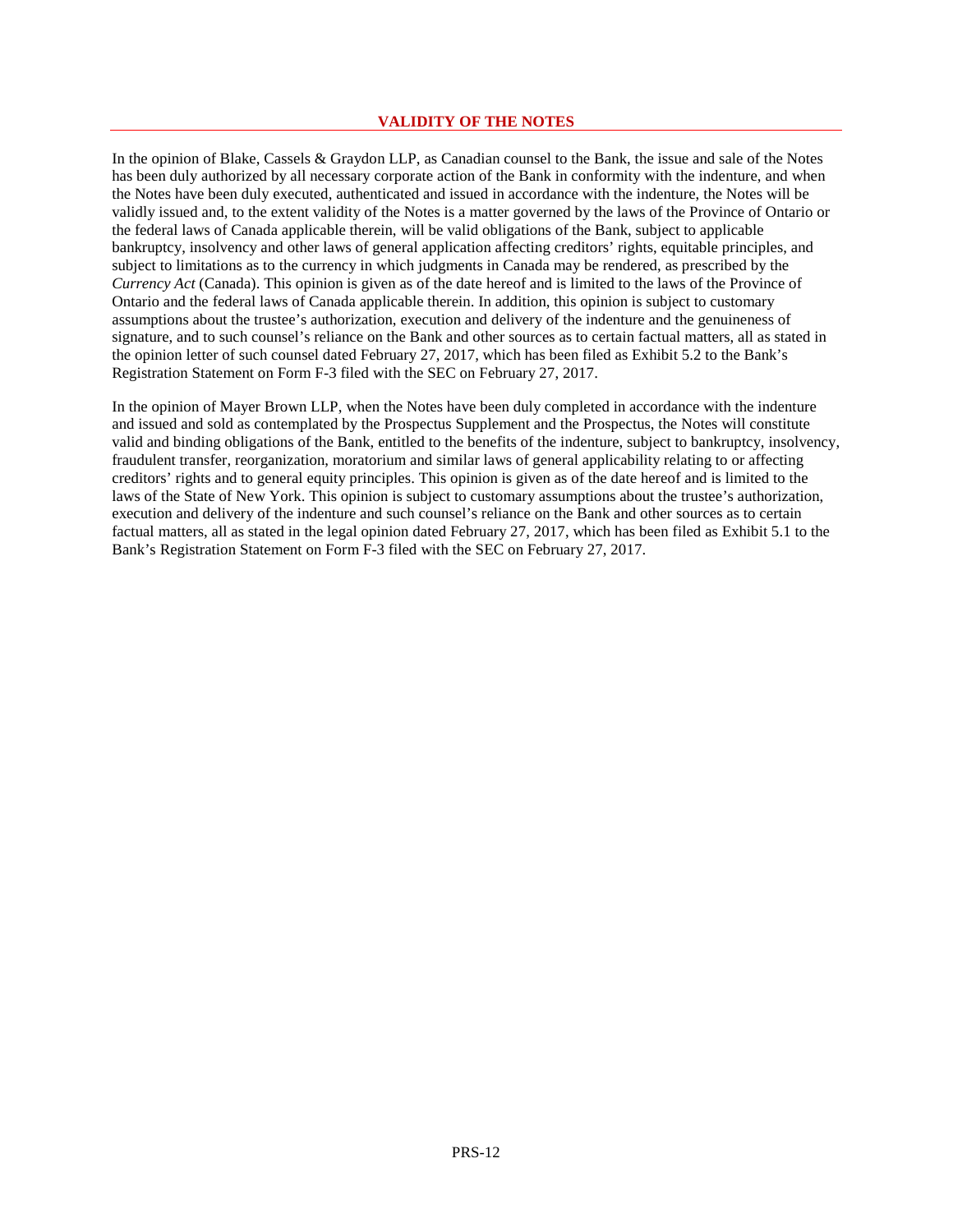## VALIDITY OF THE NOTES

In the opinion of Blake, Cassels & Graydon LLP, as Canadian counsel to the Bank, the issue and sale of the Notes has been duly authorized by all necessary corporate action of the Bank in conformity with the indenture, and when the Notes have been duly executed, authenticated and issued in accordance with the indenture, the Notes will be validly issued and, to the extent validity of the Notes is a matter governed by the laws of the Province of Ontario or the federal laws of Canada applicable therein, will be valid obligations of the Bank, subject to applicable bankruptcy, insolvency and other laws of general application affecting creditors' rights, equitable principles, and subject to limitations as to the currency in which judgments in Canada may be rendered, as prescribed by the *Currency Act* (Canada). This opinion is given as of the date hereof and is limited to the laws of the Province of Ontario and the federal laws of Canada applicable therein. In addition, this opinion is subject to customary assumptions about the trustee's authorization, execution and delivery of the indenture and the genuineness of signature, and to such counsel's reliance on the Bank and other sources as to certain factual matters, all as stated in the opinion letter of such counsel dated February 27, 2017, which has been filed as Exhibit 5.2 to the Bank's Registration Statement on Form F-3 filed with the SEC on February 27, 2017.

In the opinion of Mayer Brown LLP, when the Notes have been duly completed in accordance with the indenture and issued and sold as contemplated by the Prospectus Supplement and the Prospectus, the Notes will constitute valid and binding obligations of the Bank, entitled to the benefits of the indenture, subject to bankruptcy, insolvency, fraudulent transfer, reorganization, moratorium and similar laws of general applicability relating to or affecting creditors' rights and to general equity principles. This opinion is given as of the date hereof and is limited to the laws of the State of New York. This opinion is subject to customary assumptions about the trustee's authorization, execution and delivery of the indenture and such counsel's reliance on the Bank and other sources as to certain factual matters, all as stated in the legal opinion dated February 27, 2017, which has been filed as Exhibit 5.1 to the Bank's Registration Statement on Form F-3 filed with the SEC on February 27, 2017.